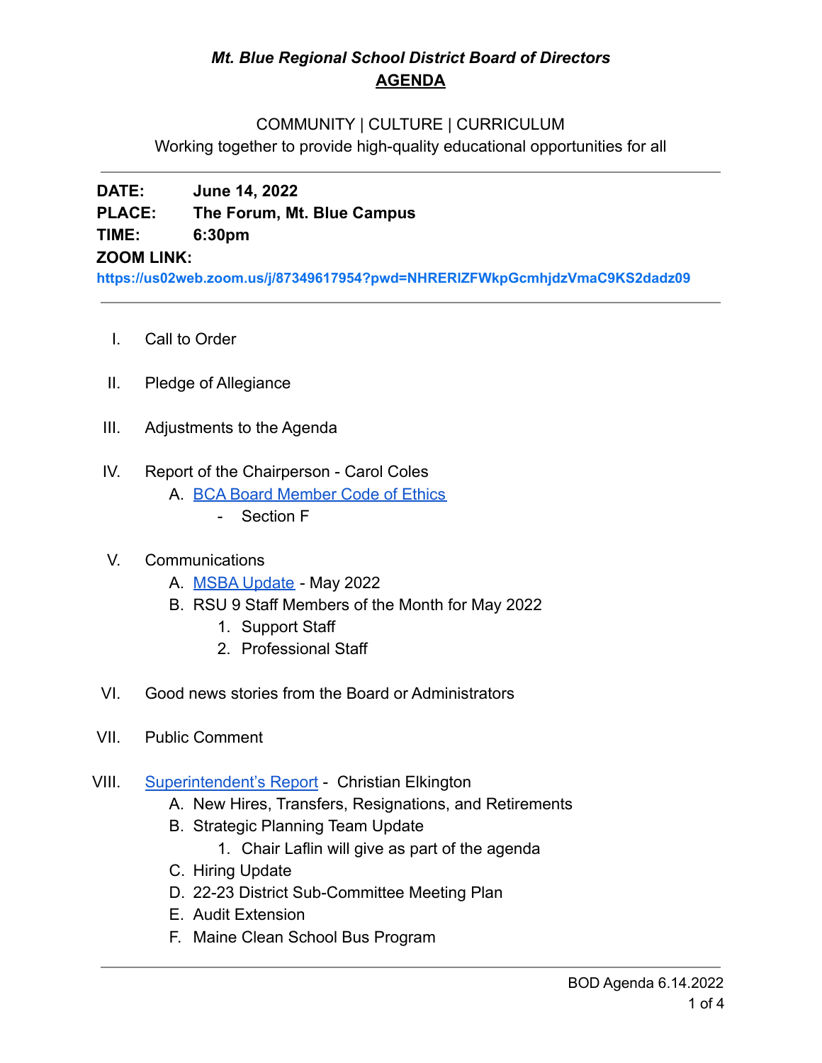# *Mt. Blue Regional School District Board of Directors*

## AGENDA

COMMUNITY | CULTURE | CURRICULUM

Working together to provide high-quality educational opportunities for all

---

**DATE:** **June 14, 2022**

**PLACE:** **The Forum, Mt. Blue Campus**

**TIME:** **6:30pm**

**ZOOM LINK:**

**https://us02web.zoom.us/j/87349617954?pwd=NHRERlZFWkpGcmhjdzVmaC9KS2dadz09**

---

I. Call to Order

II. Pledge of Allegiance

III. Adjustments to the Agenda

IV. Report of the Chairperson - Carol Coles
   - A. BCA Board Member Code of Ethics
     - Section F

V. Communications
   - A. MSBA Update - May 2022
   - B. RSU 9 Staff Members of the Month for May 2022
     1. Support Staff
     2. Professional Staff

VI. Good news stories from the Board or Administrators

VII. Public Comment

VIII. Superintendent's Report - Christian Elkington
   - A. New Hires, Transfers, Resignations, and Retirements
   - B. Strategic Planning Team Update
     1. Chair Laflin will give as part of the agenda
   - C. Hiring Update
   - D. 22-23 District Sub-Committee Meeting Plan
   - E. Audit Extension
   - F. Maine Clean School Bus Program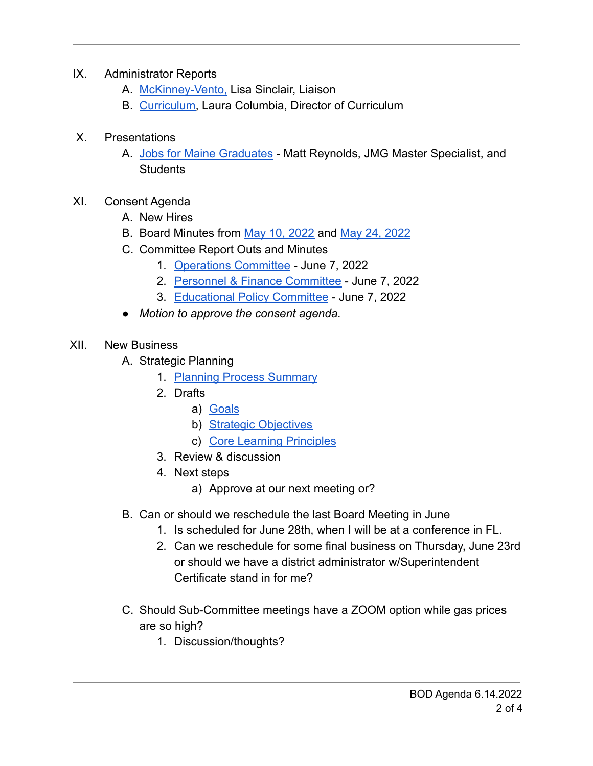IX. Administrator Reports
   A. McKinney-Vento, Lisa Sinclair, Liaison
   B. Curriculum, Laura Columbia, Director of Curriculum

X. Presentations
   A. Jobs for Maine Graduates - Matt Reynolds, JMG Master Specialist, and Students

XI. Consent Agenda
   A. New Hires
   B. Board Minutes from May 10, 2022 and May 24, 2022
   C. Committee Report Outs and Minutes
      1. Operations Committee - June 7, 2022
      2. Personnel & Finance Committee - June 7, 2022
      3. Educational Policy Committee - June 7, 2022
   - *Motion to approve the consent agenda.*

XII. New Business
   A. Strategic Planning
      1. Planning Process Summary
      2. Drafts
         a) Goals
         b) Strategic Objectives
         c) Core Learning Principles
      3. Review & discussion
      4. Next steps
         a) Approve at our next meeting or?

   B. Can or should we reschedule the last Board Meeting in June
      1. Is scheduled for June 28th, when I will be at a conference in FL.
      2. Can we reschedule for some final business on Thursday, June 23rd or should we have a district administrator w/Superintendent Certificate stand in for me?

   C. Should Sub-Committee meetings have a ZOOM option while gas prices are so high?
      1. Discussion/thoughts?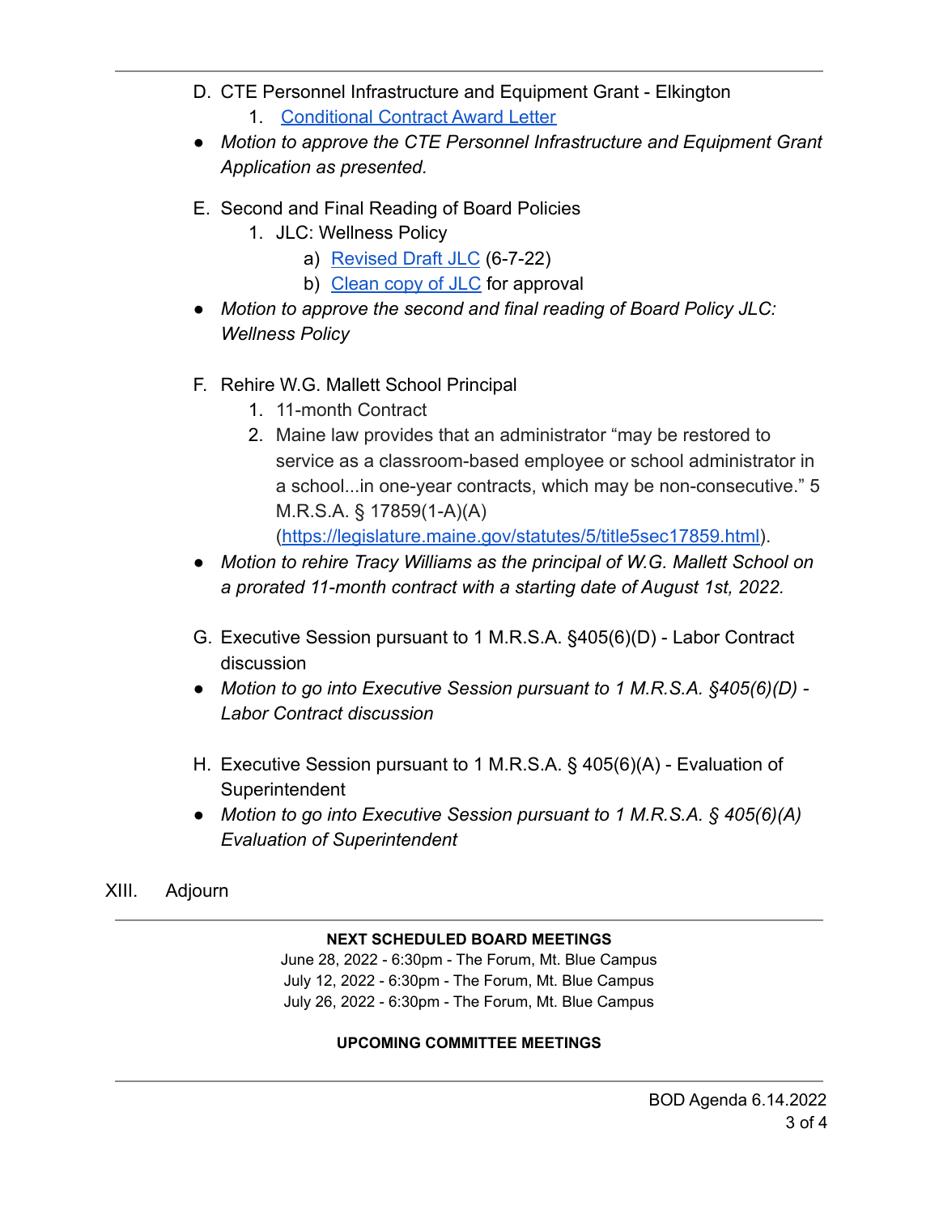D. CTE Personnel Infrastructure and Equipment Grant - Elkington
   1. Conditional Contract Award Letter

- *Motion to approve the CTE Personnel Infrastructure and Equipment Grant Application as presented.*

E. Second and Final Reading of Board Policies
   1. JLC: Wellness Policy
      a) Revised Draft JLC (6-7-22)
      b) Clean copy of JLC for approval

- *Motion to approve the second and final reading of Board Policy JLC: Wellness Policy*

F. Rehire W.G. Mallett School Principal
   1. 11-month Contract
   2. Maine law provides that an administrator "may be restored to service as a classroom-based employee or school administrator in a school...in one-year contracts, which may be non-consecutive." 5 M.R.S.A. § 17859(1-A)(A) (https://legislature.maine.gov/statutes/5/title5sec17859.html).

- *Motion to rehire Tracy Williams as the principal of W.G. Mallett School on a prorated 11-month contract with a starting date of August 1st, 2022.*

G. Executive Session pursuant to 1 M.R.S.A. §405(6)(D) - Labor Contract discussion

- *Motion to go into Executive Session pursuant to 1 M.R.S.A. §405(6)(D) - Labor Contract discussion*

H. Executive Session pursuant to 1 M.R.S.A. § 405(6)(A) - Evaluation of Superintendent

- *Motion to go into Executive Session pursuant to 1 M.R.S.A. § 405(6)(A) Evaluation of Superintendent*

XIII. Adjourn

---

**NEXT SCHEDULED BOARD MEETINGS**

June 28, 2022 - 6:30pm - The Forum, Mt. Blue Campus
July 12, 2022 - 6:30pm - The Forum, Mt. Blue Campus
July 26, 2022 - 6:30pm - The Forum, Mt. Blue Campus

**UPCOMING COMMITTEE MEETINGS**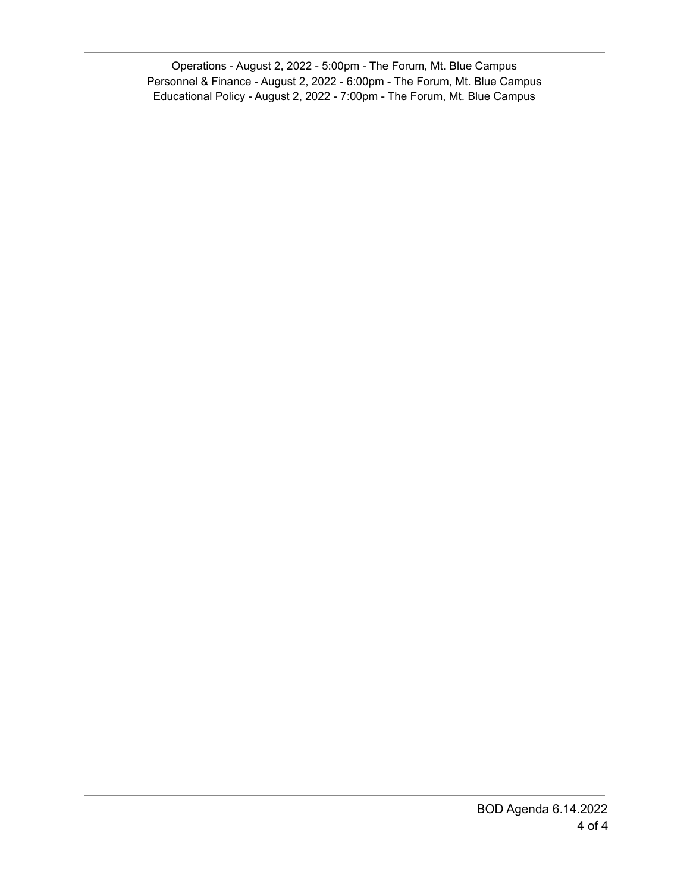Operations - August 2, 2022 - 5:00pm - The Forum, Mt. Blue Campus
Personnel & Finance - August 2, 2022 - 6:00pm - The Forum, Mt. Blue Campus
Educational Policy - August 2, 2022 - 7:00pm - The Forum, Mt. Blue Campus